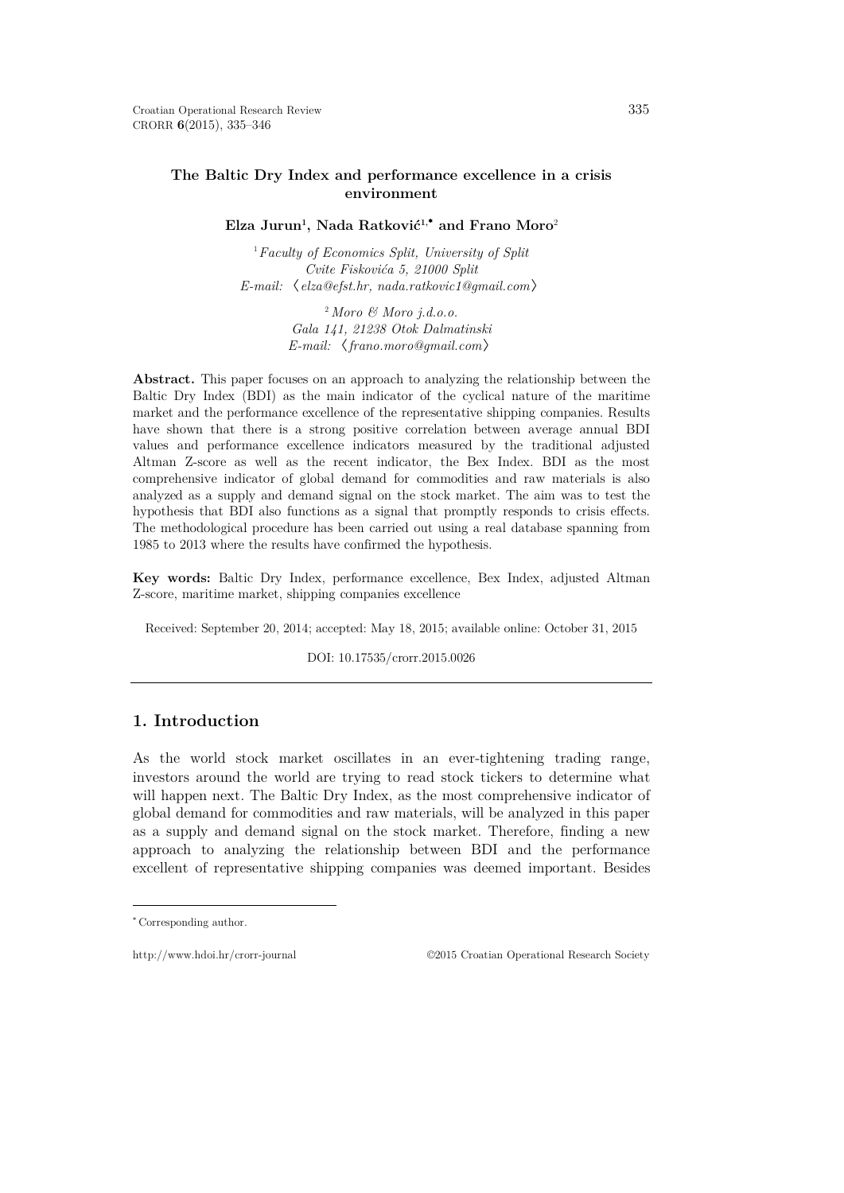# The Baltic Dry Index and performance excellence in a crisis environment

**Elza Jurun[1], Nada Ratković[1,*] and Frano Moro[2]**

[1] *Faculty of Economics Split, University of Split*
*Cvite Fiskovića 5, 21000 Split*
*E-mail: ⟨elza@efst.hr, nada.ratkovic1@gmail.com⟩*

[2] *Moro & Moro j.d.o.o.*
*Gala 141, 21238 Otok Dalmatinski*
*E-mail: ⟨frano.moro@gmail.com⟩*

**Abstract.** This paper focuses on an approach to analyzing the relationship between the Baltic Dry Index (BDI) as the main indicator of the cyclical nature of the maritime market and the performance excellence of the representative shipping companies. Results have shown that there is a strong positive correlation between average annual BDI values and performance excellence indicators measured by the traditional adjusted Altman Z-score as well as the recent indicator, the Bex Index. BDI as the most comprehensive indicator of global demand for commodities and raw materials is also analyzed as a supply and demand signal on the stock market. The aim was to test the hypothesis that BDI also functions as a signal that promptly responds to crisis effects. The methodological procedure has been carried out using a real database spanning from 1985 to 2013 where the results have confirmed the hypothesis.

**Key words:** Baltic Dry Index, performance excellence, Bex Index, adjusted Altman Z-score, maritime market, shipping companies excellence

Received: September 20, 2014; accepted: May 18, 2015; available online: October 31, 2015

DOI: 10.17535/crorr.2015.0026

## 1. Introduction

As the world stock market oscillates in an ever-tightening trading range, investors around the world are trying to read stock tickers to determine what will happen next. The Baltic Dry Index, as the most comprehensive indicator of global demand for commodities and raw materials, will be analyzed in this paper as a supply and demand signal on the stock market. Therefore, finding a new approach to analyzing the relationship between BDI and the performance excellent of representative shipping companies was deemed important. Besides

---

* Corresponding author.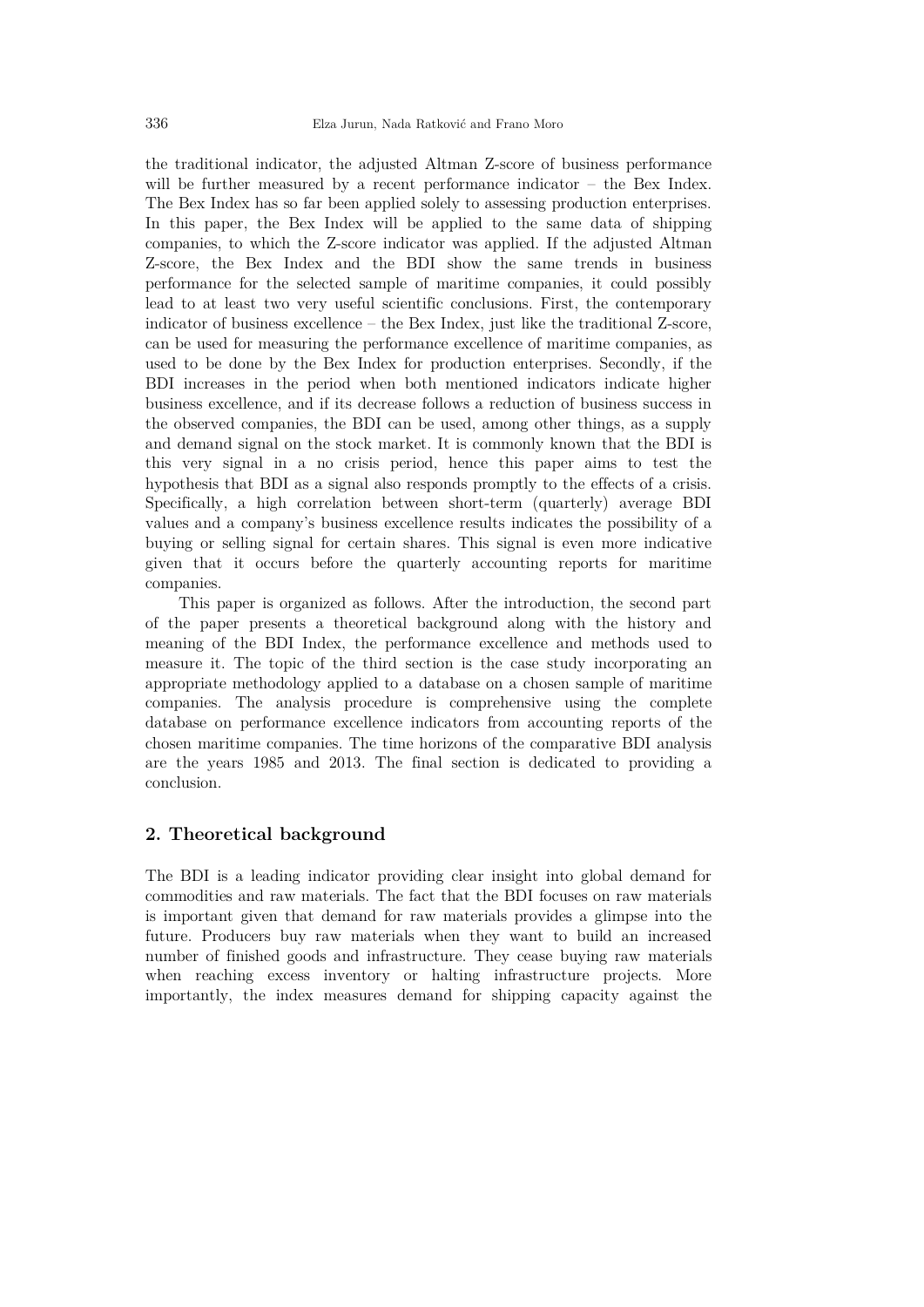the traditional indicator, the adjusted Altman Z-score of business performance will be further measured by a recent performance indicator – the Bex Index. The Bex Index has so far been applied solely to assessing production enterprises. In this paper, the Bex Index will be applied to the same data of shipping companies, to which the Z-score indicator was applied. If the adjusted Altman Z-score, the Bex Index and the BDI show the same trends in business performance for the selected sample of maritime companies, it could possibly lead to at least two very useful scientific conclusions. First, the contemporary indicator of business excellence – the Bex Index, just like the traditional Z-score, can be used for measuring the performance excellence of maritime companies, as used to be done by the Bex Index for production enterprises. Secondly, if the BDI increases in the period when both mentioned indicators indicate higher business excellence, and if its decrease follows a reduction of business success in the observed companies, the BDI can be used, among other things, as a supply and demand signal on the stock market. It is commonly known that the BDI is this very signal in a no crisis period, hence this paper aims to test the hypothesis that BDI as a signal also responds promptly to the effects of a crisis. Specifically, a high correlation between short-term (quarterly) average BDI values and a company's business excellence results indicates the possibility of a buying or selling signal for certain shares. This signal is even more indicative given that it occurs before the quarterly accounting reports for maritime companies.

This paper is organized as follows. After the introduction, the second part of the paper presents a theoretical background along with the history and meaning of the BDI Index, the performance excellence and methods used to measure it. The topic of the third section is the case study incorporating an appropriate methodology applied to a database on a chosen sample of maritime companies. The analysis procedure is comprehensive using the complete database on performance excellence indicators from accounting reports of the chosen maritime companies. The time horizons of the comparative BDI analysis are the years 1985 and 2013. The final section is dedicated to providing a conclusion.

## 2. Theoretical background

The BDI is a leading indicator providing clear insight into global demand for commodities and raw materials. The fact that the BDI focuses on raw materials is important given that demand for raw materials provides a glimpse into the future. Producers buy raw materials when they want to build an increased number of finished goods and infrastructure. They cease buying raw materials when reaching excess inventory or halting infrastructure projects. More importantly, the index measures demand for shipping capacity against the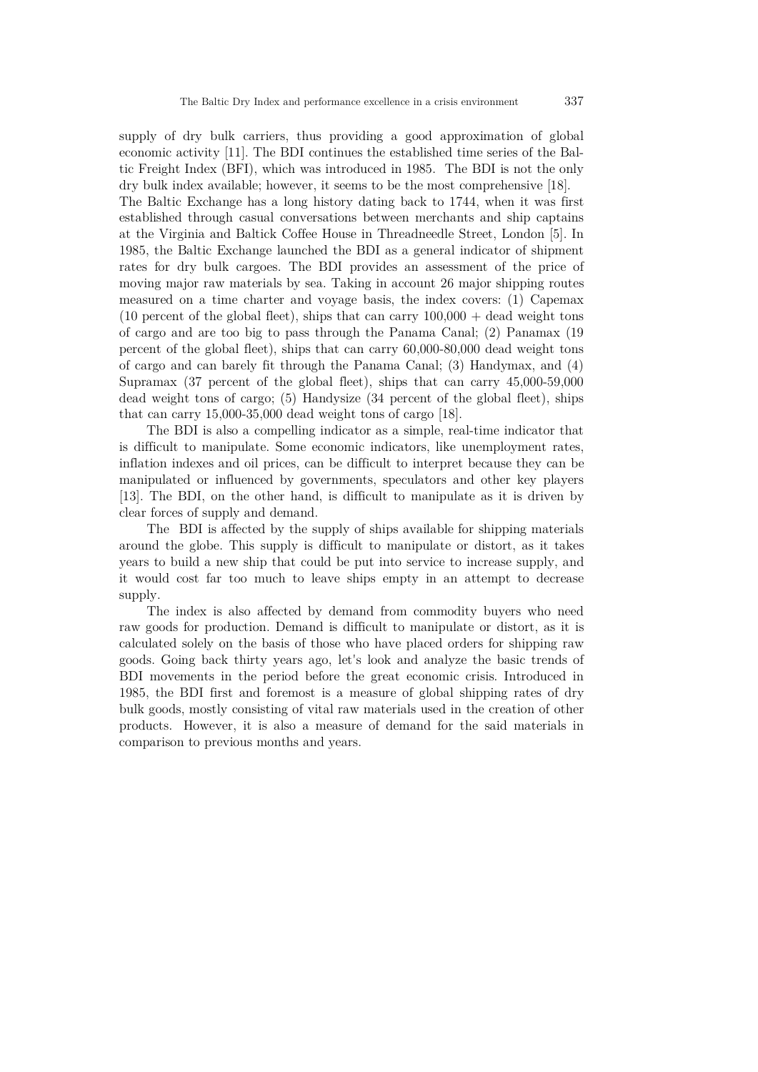supply of dry bulk carriers, thus providing a good approximation of global economic activity [11]. The BDI continues the established time series of the Baltic Freight Index (BFI), which was introduced in 1985. The BDI is not the only dry bulk index available; however, it seems to be the most comprehensive [18].

The Baltic Exchange has a long history dating back to 1744, when it was first established through casual conversations between merchants and ship captains at the Virginia and Baltick Coffee House in Threadneedle Street, London [5]. In 1985, the Baltic Exchange launched the BDI as a general indicator of shipment rates for dry bulk cargoes. The BDI provides an assessment of the price of moving major raw materials by sea. Taking in account 26 major shipping routes measured on a time charter and voyage basis, the index covers: (1) Capemax (10 percent of the global fleet), ships that can carry 100,000 + dead weight tons of cargo and are too big to pass through the Panama Canal; (2) Panamax (19 percent of the global fleet), ships that can carry 60,000-80,000 dead weight tons of cargo and can barely fit through the Panama Canal; (3) Handymax, and (4) Supramax (37 percent of the global fleet), ships that can carry 45,000-59,000 dead weight tons of cargo; (5) Handysize (34 percent of the global fleet), ships that can carry 15,000-35,000 dead weight tons of cargo [18].

The BDI is also a compelling indicator as a simple, real-time indicator that is difficult to manipulate. Some economic indicators, like unemployment rates, inflation indexes and oil prices, can be difficult to interpret because they can be manipulated or influenced by governments, speculators and other key players [13]. The BDI, on the other hand, is difficult to manipulate as it is driven by clear forces of supply and demand.

The BDI is affected by the supply of ships available for shipping materials around the globe. This supply is difficult to manipulate or distort, as it takes years to build a new ship that could be put into service to increase supply, and it would cost far too much to leave ships empty in an attempt to decrease supply.

The index is also affected by demand from commodity buyers who need raw goods for production. Demand is difficult to manipulate or distort, as it is calculated solely on the basis of those who have placed orders for shipping raw goods. Going back thirty years ago, let's look and analyze the basic trends of BDI movements in the period before the great economic crisis. Introduced in 1985, the BDI first and foremost is a measure of global shipping rates of dry bulk goods, mostly consisting of vital raw materials used in the creation of other products. However, it is also a measure of demand for the said materials in comparison to previous months and years.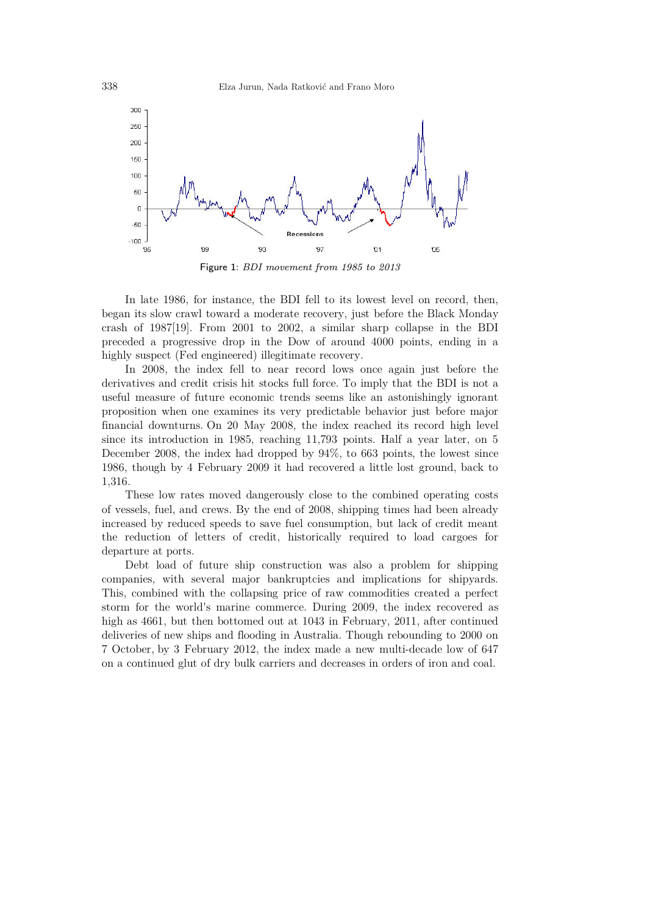Figure 1: *BDI movement from 1985 to 2013*

In late 1986, for instance, the BDI fell to its lowest level on record, then, began its slow crawl toward a moderate recovery, just before the Black Monday crash of 1987[19]. From 2001 to 2002, a similar sharp collapse in the BDI preceded a progressive drop in the Dow of around 4000 points, ending in a highly suspect (Fed engineered) illegitimate recovery.

In 2008, the index fell to near record lows once again just before the derivatives and credit crisis hit stocks full force. To imply that the BDI is not a useful measure of future economic trends seems like an astonishingly ignorant proposition when one examines its very predictable behavior just before major financial downturns. On 20 May 2008, the index reached its record high level since its introduction in 1985, reaching 11,793 points. Half a year later, on 5 December 2008, the index had dropped by 94%, to 663 points, the lowest since 1986, though by 4 February 2009 it had recovered a little lost ground, back to 1,316.

These low rates moved dangerously close to the combined operating costs of vessels, fuel, and crews. By the end of 2008, shipping times had been already increased by reduced speeds to save fuel consumption, but lack of credit meant the reduction of letters of credit, historically required to load cargoes for departure at ports.

Debt load of future ship construction was also a problem for shipping companies, with several major bankruptcies and implications for shipyards. This, combined with the collapsing price of raw commodities created a perfect storm for the world's marine commerce. During 2009, the index recovered as high as 4661, but then bottomed out at 1043 in February, 2011, after continued deliveries of new ships and flooding in Australia. Though rebounding to 2000 on 7 October, by 3 February 2012, the index made a new multi-decade low of 647 on a continued glut of dry bulk carriers and decreases in orders of iron and coal.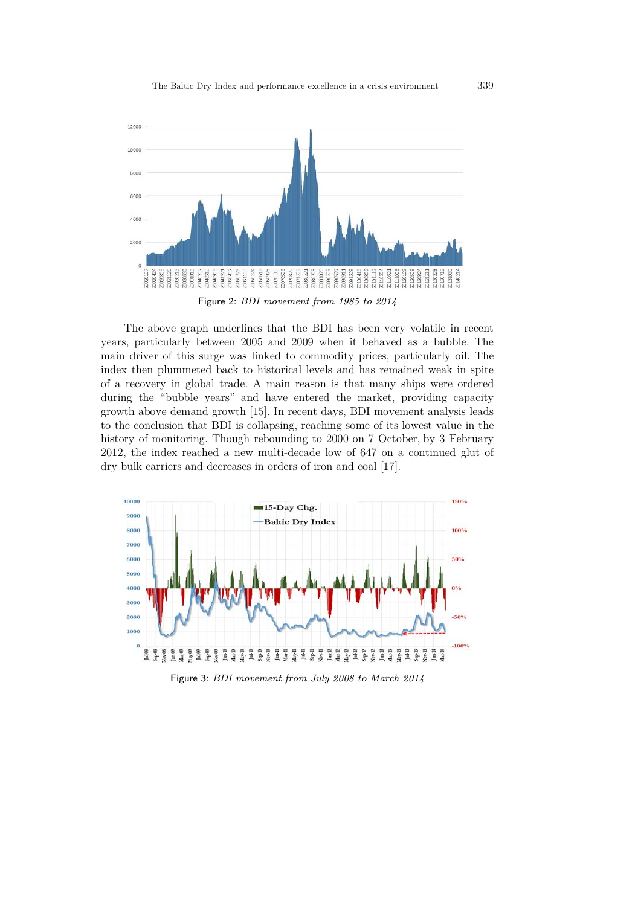Figure 2: *BDI movement from 1985 to 2014*

The above graph underlines that the BDI has been very volatile in recent years, particularly between 2005 and 2009 when it behaved as a bubble. The main driver of this surge was linked to commodity prices, particularly oil. The index then plummeted back to historical levels and has remained weak in spite of a recovery in global trade. A main reason is that many ships were ordered during the "bubble years" and have entered the market, providing capacity growth above demand growth [15]. In recent days, BDI movement analysis leads to the conclusion that BDI is collapsing, reaching some of its lowest value in the history of monitoring. Though rebounding to 2000 on 7 October, by 3 February 2012, the index reached a new multi-decade low of 647 on a continued glut of dry bulk carriers and decreases in orders of iron and coal [17].

Figure 3: *BDI movement from July 2008 to March 2014*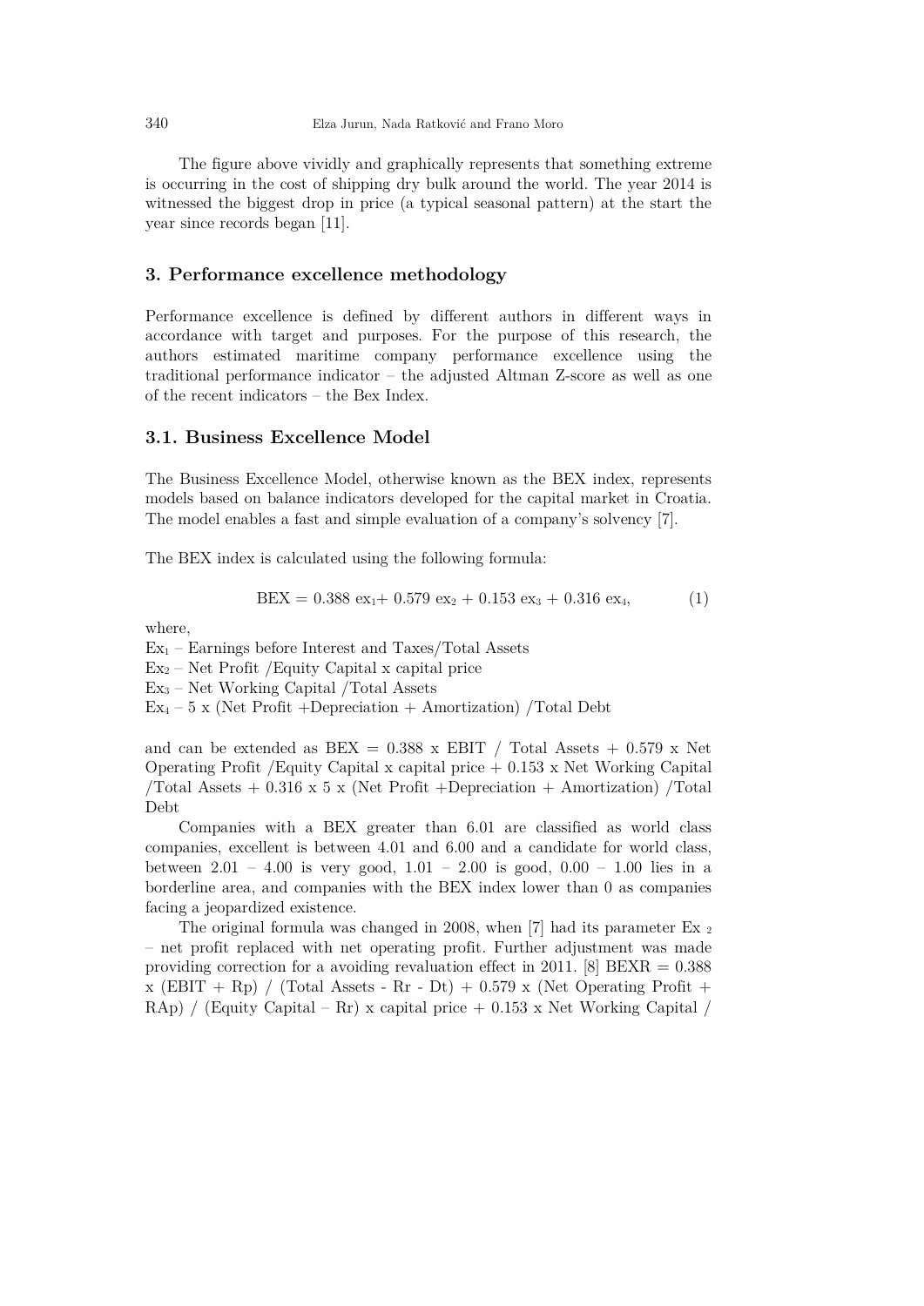The figure above vividly and graphically represents that something extreme is occurring in the cost of shipping dry bulk around the world. The year 2014 is witnessed the biggest drop in price (a typical seasonal pattern) at the start the year since records began [11].

## 3. Performance excellence methodology

Performance excellence is defined by different authors in different ways in accordance with target and purposes. For the purpose of this research, the authors estimated maritime company performance excellence using the traditional performance indicator – the adjusted Altman Z-score as well as one of the recent indicators – the Bex Index.

### 3.1. Business Excellence Model

The Business Excellence Model, otherwise known as the BEX index, represents models based on balance indicators developed for the capital market in Croatia. The model enables a fast and simple evaluation of a company's solvency [7].

The BEX index is calculated using the following formula:

$$BEX = 0.388\ ex_1 + 0.579\ ex_2 + 0.153\ ex_3 + 0.316\ ex_4, \tag{1}$$

where,

$Ex_1$ – Earnings before Interest and Taxes/Total Assets
$Ex_2$ – Net Profit /Equity Capital x capital price
$Ex_3$ – Net Working Capital /Total Assets
$Ex_4$ – 5 x (Net Profit +Depreciation + Amortization) /Total Debt

and can be extended as BEX = 0.388 x EBIT / Total Assets + 0.579 x Net Operating Profit /Equity Capital x capital price + 0.153 x Net Working Capital /Total Assets + 0.316 x 5 x (Net Profit +Depreciation + Amortization) /Total Debt

Companies with a BEX greater than 6.01 are classified as world class companies, excellent is between 4.01 and 6.00 and a candidate for world class, between 2.01 – 4.00 is very good, 1.01 – 2.00 is good, 0.00 – 1.00 lies in a borderline area, and companies with the BEX index lower than 0 as companies facing a jeopardized existence.

The original formula was changed in 2008, when [7] had its parameter $Ex_2$ – net profit replaced with net operating profit. Further adjustment was made providing correction for a avoiding revaluation effect in 2011. [8] BEXR = 0.388 x (EBIT + Rp) / (Total Assets - Rr - Dt) + 0.579 x (Net Operating Profit + RAp) / (Equity Capital – Rr) x capital price + 0.153 x Net Working Capital /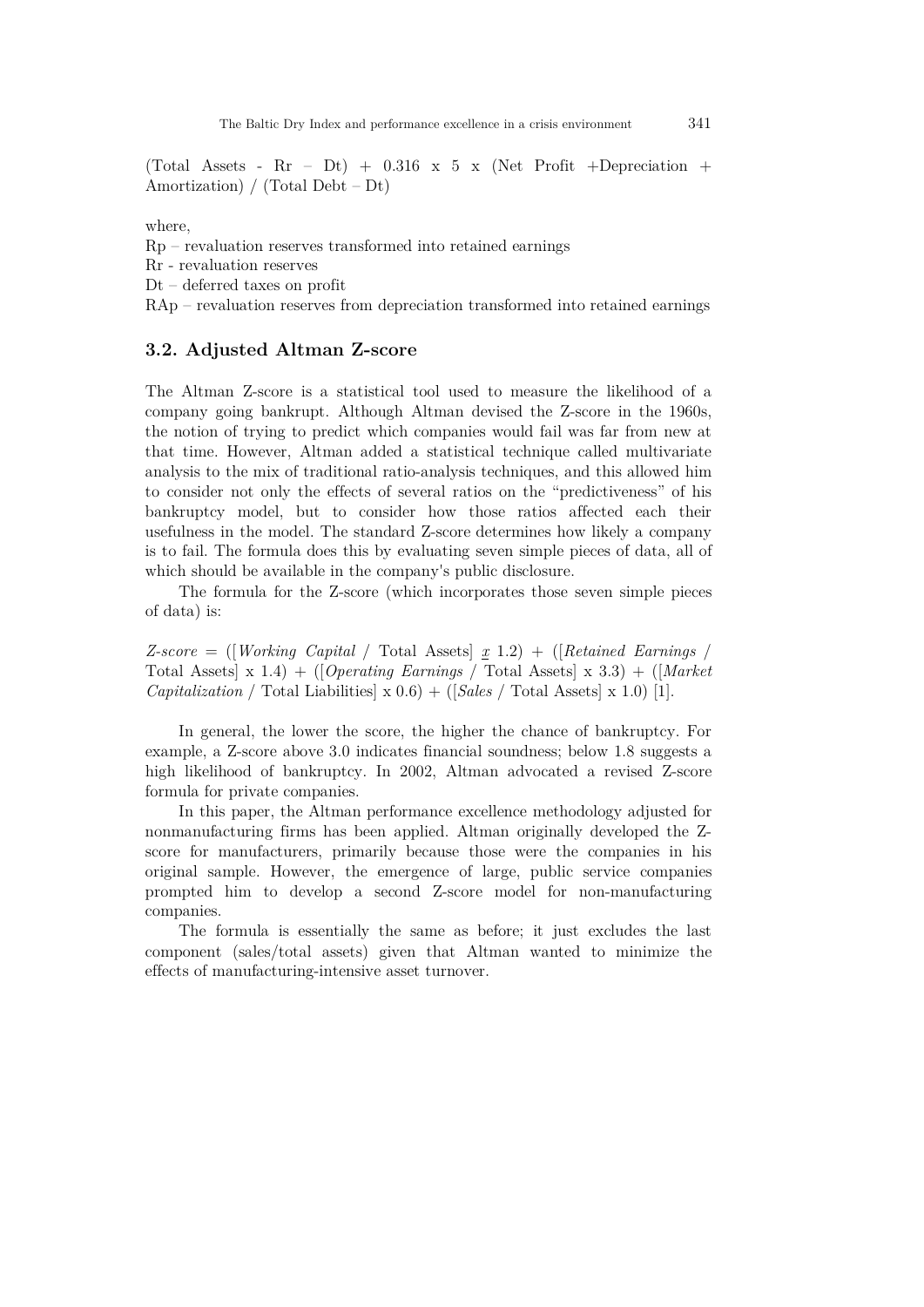(Total Assets - Rr – Dt) + 0.316 x 5 x (Net Profit +Depreciation + Amortization) / (Total Debt – Dt)

where,

Rp – revaluation reserves transformed into retained earnings

Rr - revaluation reserves

Dt – deferred taxes on profit

RAp – revaluation reserves from depreciation transformed into retained earnings

### 3.2. Adjusted Altman Z-score

The Altman Z-score is a statistical tool used to measure the likelihood of a company going bankrupt. Although Altman devised the Z-score in the 1960s, the notion of trying to predict which companies would fail was far from new at that time. However, Altman added a statistical technique called multivariate analysis to the mix of traditional ratio-analysis techniques, and this allowed him to consider not only the effects of several ratios on the "predictiveness" of his bankruptcy model, but to consider how those ratios affected each their usefulness in the model. The standard Z-score determines how likely a company is to fail. The formula does this by evaluating seven simple pieces of data, all of which should be available in the company's public disclosure.

The formula for the Z-score (which incorporates those seven simple pieces of data) is:

*Z-score* = ([*Working Capital* / Total Assets] x 1.2) + ([*Retained Earnings* / Total Assets] x 1.4) + ([*Operating Earnings* / Total Assets] x 3.3) + ([*Market Capitalization* / Total Liabilities] x 0.6) + ([*Sales* / Total Assets] x 1.0) [1].

In general, the lower the score, the higher the chance of bankruptcy. For example, a Z-score above 3.0 indicates financial soundness; below 1.8 suggests a high likelihood of bankruptcy. In 2002, Altman advocated a revised Z-score formula for private companies.

In this paper, the Altman performance excellence methodology adjusted for nonmanufacturing firms has been applied. Altman originally developed the Z-score for manufacturers, primarily because those were the companies in his original sample. However, the emergence of large, public service companies prompted him to develop a second Z-score model for non-manufacturing companies.

The formula is essentially the same as before; it just excludes the last component (sales/total assets) given that Altman wanted to minimize the effects of manufacturing-intensive asset turnover.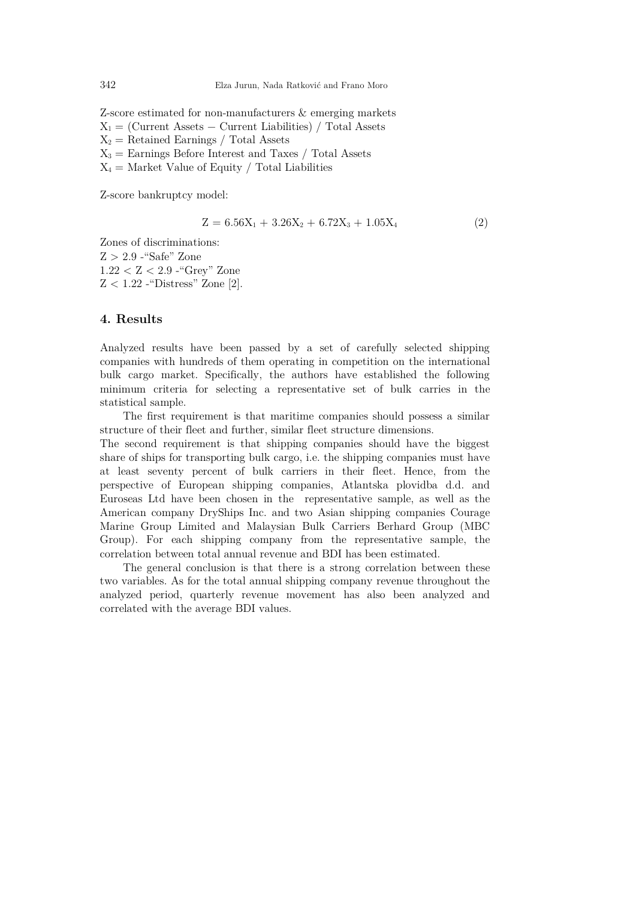Z-score estimated for non-manufacturers & emerging markets

$X_1$ = (Current Assets − Current Liabilities) / Total Assets

$X_2$ = Retained Earnings / Total Assets

$X_3$ = Earnings Before Interest and Taxes / Total Assets

$X_4$ = Market Value of Equity / Total Liabilities

Z-score bankruptcy model:

$$Z = 6.56X_1 + 3.26X_2 + 6.72X_3 + 1.05X_4 \tag{2}$$

Zones of discriminations:

$Z > 2.9$ -"Safe" Zone

$1.22 < Z < 2.9$ -"Grey" Zone

$Z < 1.22$ -"Distress" Zone [2].

## 4. Results

Analyzed results have been passed by a set of carefully selected shipping companies with hundreds of them operating in competition on the international bulk cargo market. Specifically, the authors have established the following minimum criteria for selecting a representative set of bulk carries in the statistical sample.

The first requirement is that maritime companies should possess a similar structure of their fleet and further, similar fleet structure dimensions.

The second requirement is that shipping companies should have the biggest share of ships for transporting bulk cargo, i.e. the shipping companies must have at least seventy percent of bulk carriers in their fleet. Hence, from the perspective of European shipping companies, Atlantska plovidba d.d. and Euroseas Ltd have been chosen in the representative sample, as well as the American company DryShips Inc. and two Asian shipping companies Courage Marine Group Limited and Malaysian Bulk Carriers Berhard Group (MBC Group). For each shipping company from the representative sample, the correlation between total annual revenue and BDI has been estimated.

The general conclusion is that there is a strong correlation between these two variables. As for the total annual shipping company revenue throughout the analyzed period, quarterly revenue movement has also been analyzed and correlated with the average BDI values.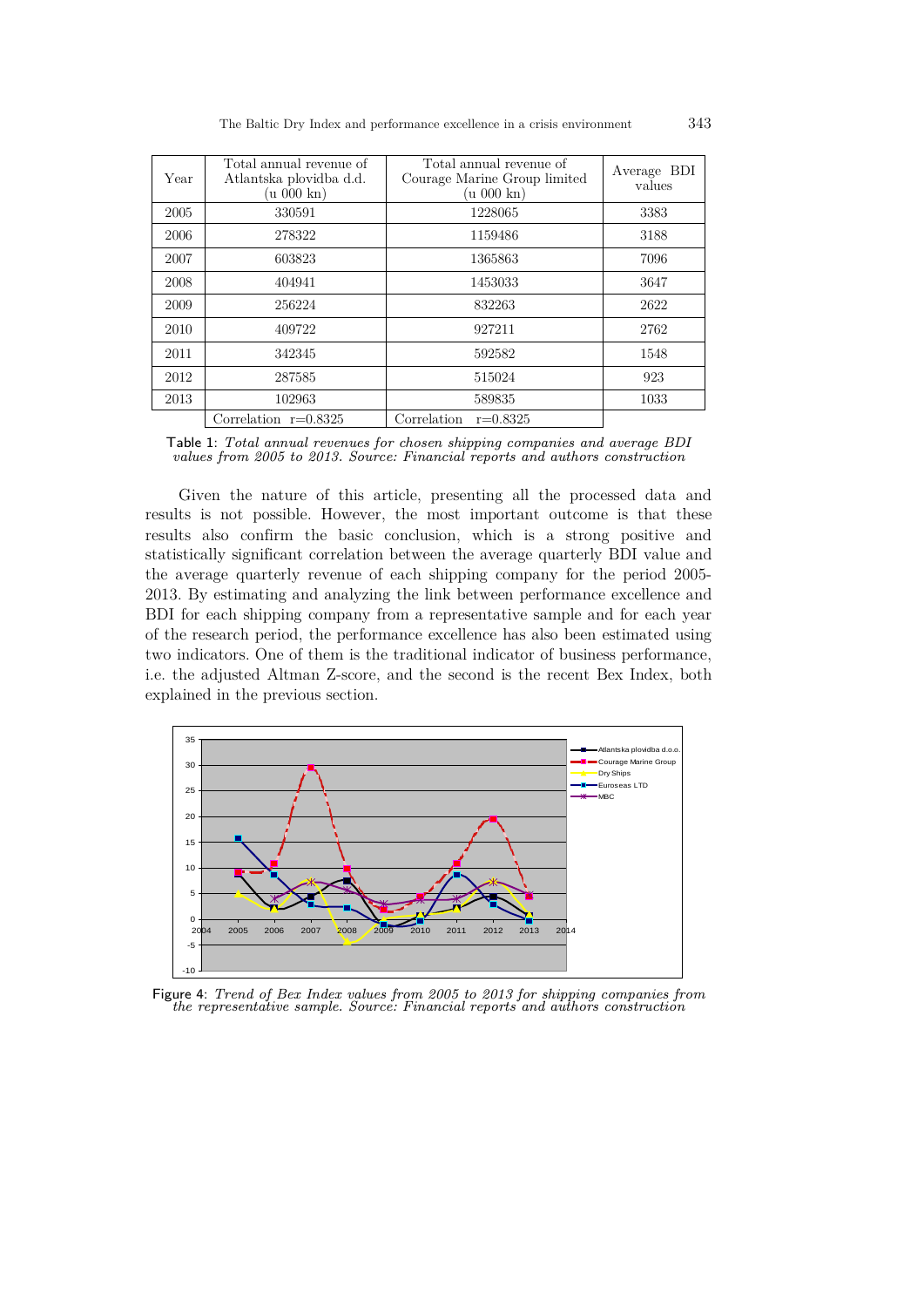| Year | Total annual revenue of Atlantska plovidba d.d. (u 000 kn) | Total annual revenue of Courage Marine Group limited (u 000 kn) | Average BDI values |
|---|---|---|---|
| 2005 | 330591 | 1228065 | 3383 |
| 2006 | 278322 | 1159486 | 3188 |
| 2007 | 603823 | 1365863 | 7096 |
| 2008 | 404941 | 1453033 | 3647 |
| 2009 | 256224 | 832263 | 2622 |
| 2010 | 409722 | 927211 | 2762 |
| 2011 | 342345 | 592582 | 1548 |
| 2012 | 287585 | 515024 | 923 |
| 2013 | 102963 | 589835 | 1033 |
| | Correlation r=0.8325 | Correlation r=0.8325 | |

Table 1: *Total annual revenues for chosen shipping companies and average BDI values from 2005 to 2013. Source: Financial reports and authors construction*

Given the nature of this article, presenting all the processed data and results is not possible. However, the most important outcome is that these results also confirm the basic conclusion, which is a strong positive and statistically significant correlation between the average quarterly BDI value and the average quarterly revenue of each shipping company for the period 2005-2013. By estimating and analyzing the link between performance excellence and BDI for each shipping company from a representative sample and for each year of the research period, the performance excellence has also been estimated using two indicators. One of them is the traditional indicator of business performance, i.e. the adjusted Altman Z-score, and the second is the recent Bex Index, both explained in the previous section.

Figure 4: *Trend of Bex Index values from 2005 to 2013 for shipping companies from the representative sample. Source: Financial reports and authors construction*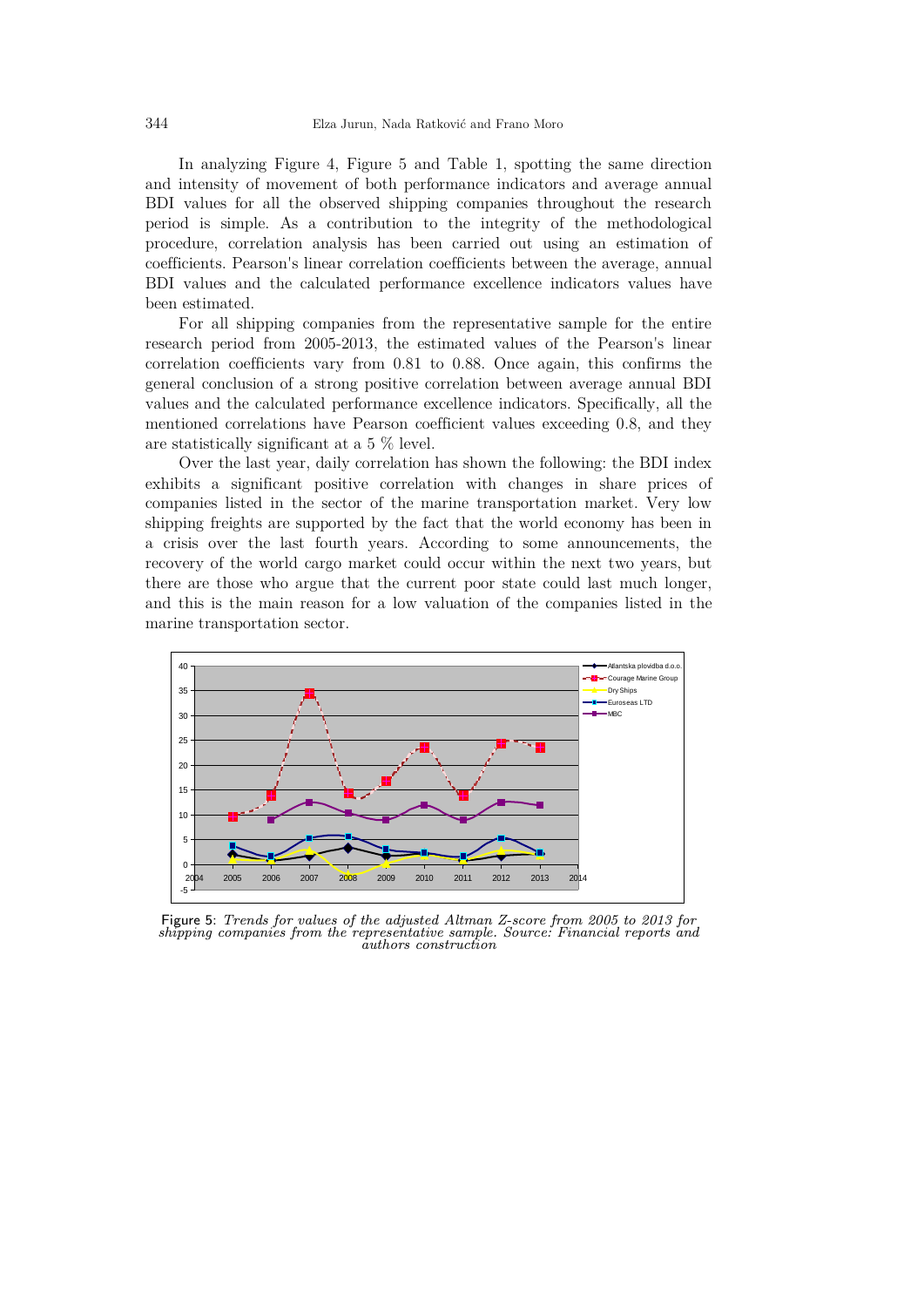In analyzing Figure 4, Figure 5 and Table 1, spotting the same direction and intensity of movement of both performance indicators and average annual BDI values for all the observed shipping companies throughout the research period is simple. As a contribution to the integrity of the methodological procedure, correlation analysis has been carried out using an estimation of coefficients. Pearson's linear correlation coefficients between the average, annual BDI values and the calculated performance excellence indicators values have been estimated.

For all shipping companies from the representative sample for the entire research period from 2005-2013, the estimated values of the Pearson's linear correlation coefficients vary from 0.81 to 0.88. Once again, this confirms the general conclusion of a strong positive correlation between average annual BDI values and the calculated performance excellence indicators. Specifically, all the mentioned correlations have Pearson coefficient values exceeding 0.8, and they are statistically significant at a 5 % level.

Over the last year, daily correlation has shown the following: the BDI index exhibits a significant positive correlation with changes in share prices of companies listed in the sector of the marine transportation market. Very low shipping freights are supported by the fact that the world economy has been in a crisis over the last fourth years. According to some announcements, the recovery of the world cargo market could occur within the next two years, but there are those who argue that the current poor state could last much longer, and this is the main reason for a low valuation of the companies listed in the marine transportation sector.

Figure 5: *Trends for values of the adjusted Altman Z-score from 2005 to 2013 for shipping companies from the representative sample. Source: Financial reports and authors construction*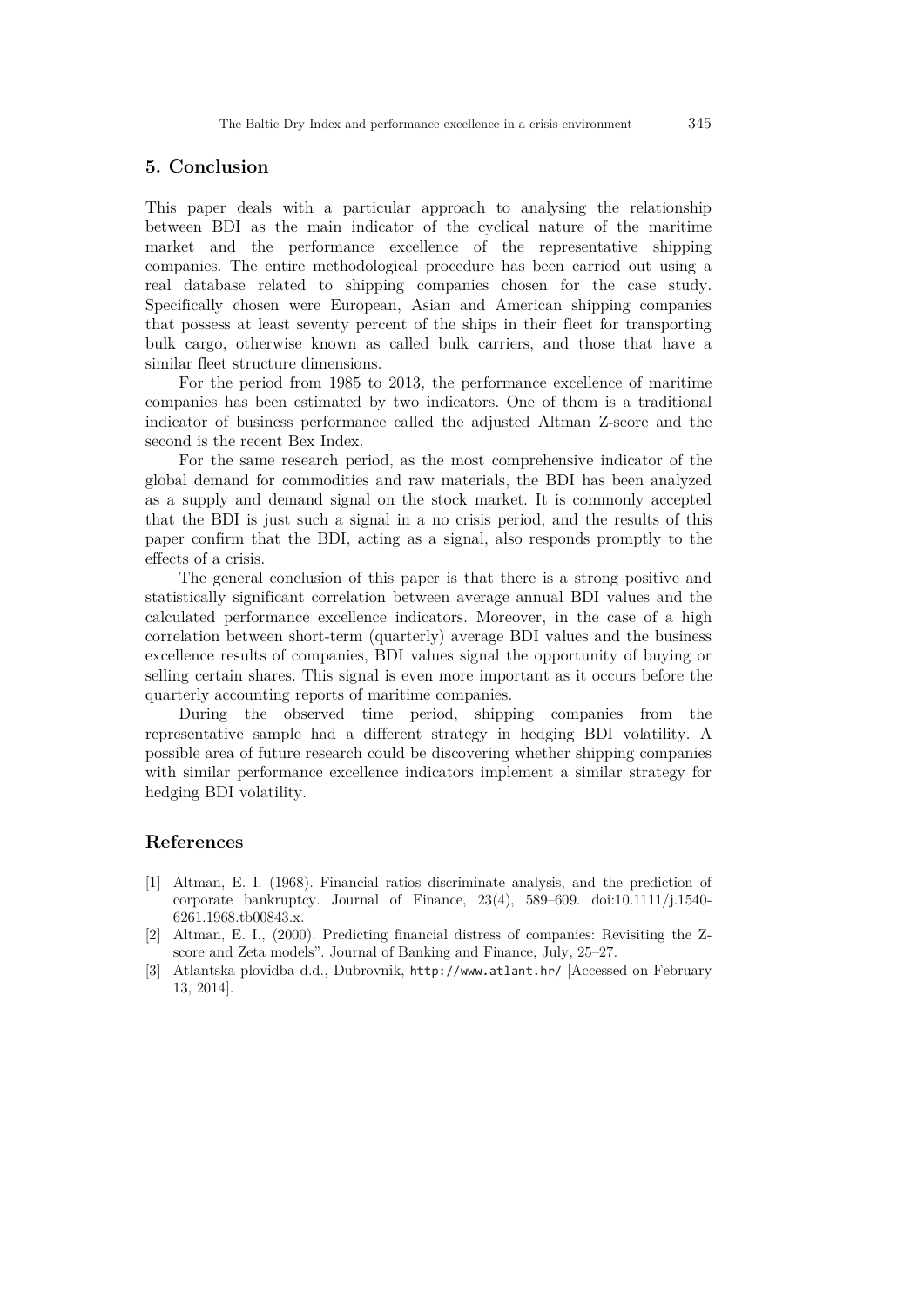## 5. Conclusion

This paper deals with a particular approach to analysing the relationship between BDI as the main indicator of the cyclical nature of the maritime market and the performance excellence of the representative shipping companies. The entire methodological procedure has been carried out using a real database related to shipping companies chosen for the case study. Specifically chosen were European, Asian and American shipping companies that possess at least seventy percent of the ships in their fleet for transporting bulk cargo, otherwise known as called bulk carriers, and those that have a similar fleet structure dimensions.

For the period from 1985 to 2013, the performance excellence of maritime companies has been estimated by two indicators. One of them is a traditional indicator of business performance called the adjusted Altman Z-score and the second is the recent Bex Index.

For the same research period, as the most comprehensive indicator of the global demand for commodities and raw materials, the BDI has been analyzed as a supply and demand signal on the stock market. It is commonly accepted that the BDI is just such a signal in a no crisis period, and the results of this paper confirm that the BDI, acting as a signal, also responds promptly to the effects of a crisis.

The general conclusion of this paper is that there is a strong positive and statistically significant correlation between average annual BDI values and the calculated performance excellence indicators. Moreover, in the case of a high correlation between short-term (quarterly) average BDI values and the business excellence results of companies, BDI values signal the opportunity of buying or selling certain shares. This signal is even more important as it occurs before the quarterly accounting reports of maritime companies.

During the observed time period, shipping companies from the representative sample had a different strategy in hedging BDI volatility. A possible area of future research could be discovering whether shipping companies with similar performance excellence indicators implement a similar strategy for hedging BDI volatility.

## References

[1] Altman, E. I. (1968). Financial ratios discriminate analysis, and the prediction of corporate bankruptcy. Journal of Finance, 23(4), 589–609. doi:10.1111/j.1540-6261.1968.tb00843.x.

[2] Altman, E. I., (2000). Predicting financial distress of companies: Revisiting the Z-score and Zeta models". Journal of Banking and Finance, July, 25–27.

[3] Atlantska plovidba d.d., Dubrovnik, http://www.atlant.hr/ [Accessed on February 13, 2014].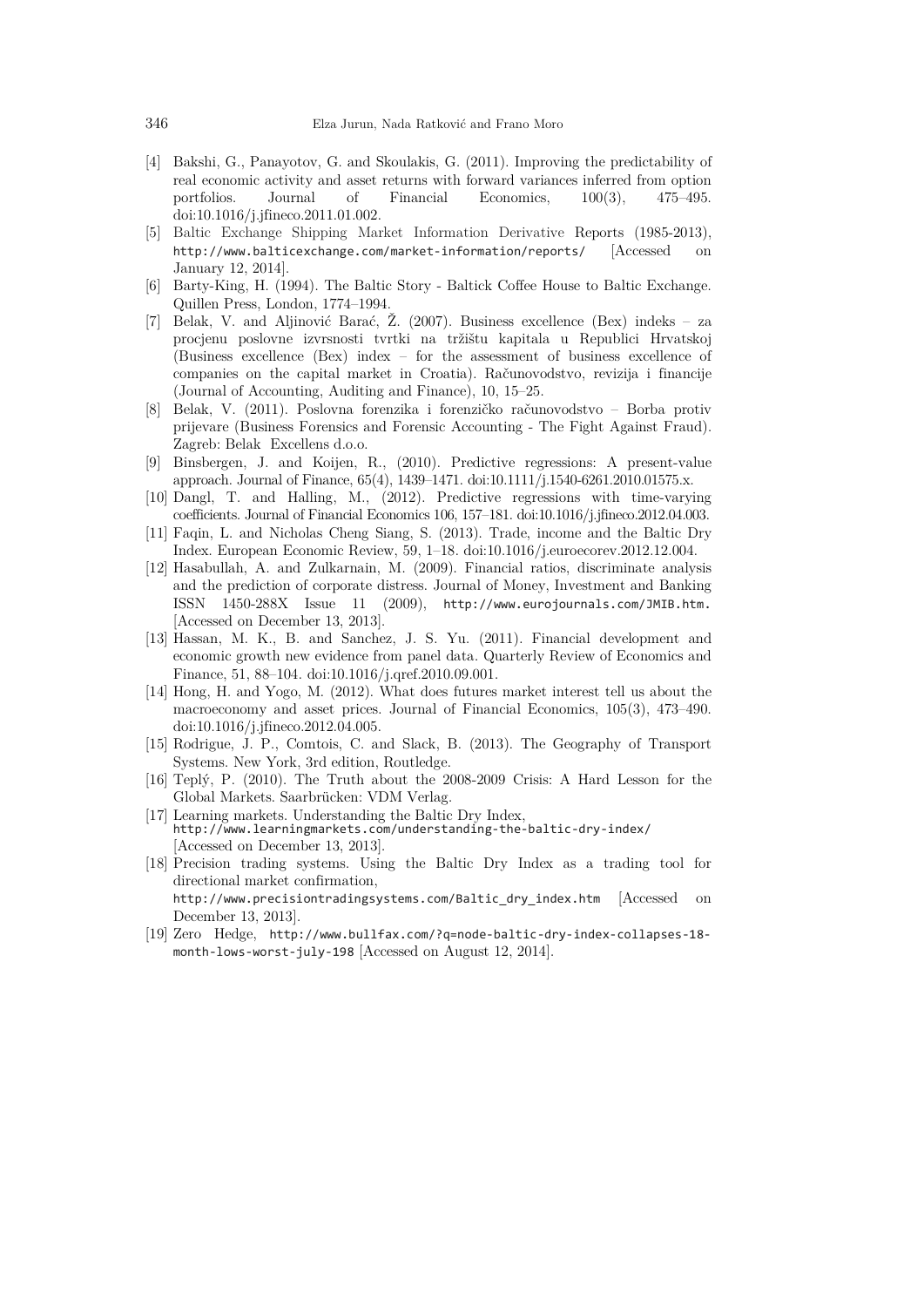[4] Bakshi, G., Panayotov, G. and Skoulakis, G. (2011). Improving the predictability of real economic activity and asset returns with forward variances inferred from option portfolios. Journal of Financial Economics, 100(3), 475–495. doi:10.1016/j.jfineco.2011.01.002.

[5] Baltic Exchange Shipping Market Information Derivative Reports (1985-2013), http://www.balticexchange.com/market-information/reports/ [Accessed on January 12, 2014].

[6] Barty-King, H. (1994). The Baltic Story - Baltick Coffee House to Baltic Exchange. Quillen Press, London, 1774–1994.

[7] Belak, V. and Aljinović Barać, Ž. (2007). Business excellence (Bex) indeks – za procjenu poslovne izvrsnosti tvrtki na tržištu kapitala u Republici Hrvatskoj (Business excellence (Bex) index – for the assessment of business excellence of companies on the capital market in Croatia). Računovodstvo, revizija i financije (Journal of Accounting, Auditing and Finance), 10, 15–25.

[8] Belak, V. (2011). Poslovna forenzika i forenzičko računovodstvo – Borba protiv prijevare (Business Forensics and Forensic Accounting - The Fight Against Fraud). Zagreb: Belak Excellens d.o.o.

[9] Binsbergen, J. and Koijen, R., (2010). Predictive regressions: A present-value approach. Journal of Finance, 65(4), 1439–1471. doi:10.1111/j.1540-6261.2010.01575.x.

[10] Dangl, T. and Halling, M., (2012). Predictive regressions with time-varying coefficients. Journal of Financial Economics 106, 157–181. doi:10.1016/j.jfineco.2012.04.003.

[11] Faqin, L. and Nicholas Cheng Siang, S. (2013). Trade, income and the Baltic Dry Index. European Economic Review, 59, 1–18. doi:10.1016/j.euroecorev.2012.12.004.

[12] Hasabullah, A. and Zulkarnain, M. (2009). Financial ratios, discriminate analysis and the prediction of corporate distress. Journal of Money, Investment and Banking ISSN 1450-288X Issue 11 (2009), http://www.eurojournals.com/JMIB.htm. [Accessed on December 13, 2013].

[13] Hassan, M. K., B. and Sanchez, J. S. Yu. (2011). Financial development and economic growth new evidence from panel data. Quarterly Review of Economics and Finance, 51, 88–104. doi:10.1016/j.qref.2010.09.001.

[14] Hong, H. and Yogo, M. (2012). What does futures market interest tell us about the macroeconomy and asset prices. Journal of Financial Economics, 105(3), 473–490. doi:10.1016/j.jfineco.2012.04.005.

[15] Rodrigue, J. P., Comtois, C. and Slack, B. (2013). The Geography of Transport Systems. New York, 3rd edition, Routledge.

[16] Teplý, P. (2010). The Truth about the 2008-2009 Crisis: A Hard Lesson for the Global Markets. Saarbrücken: VDM Verlag.

[17] Learning markets. Understanding the Baltic Dry Index, http://www.learningmarkets.com/understanding-the-baltic-dry-index/ [Accessed on December 13, 2013].

[18] Precision trading systems. Using the Baltic Dry Index as a trading tool for directional market confirmation, http://www.precisiontradingsystems.com/Baltic_dry_index.htm [Accessed on December 13, 2013].

[19] Zero Hedge, http://www.bullfax.com/?q=node-baltic-dry-index-collapses-18-month-lows-worst-july-198 [Accessed on August 12, 2014].